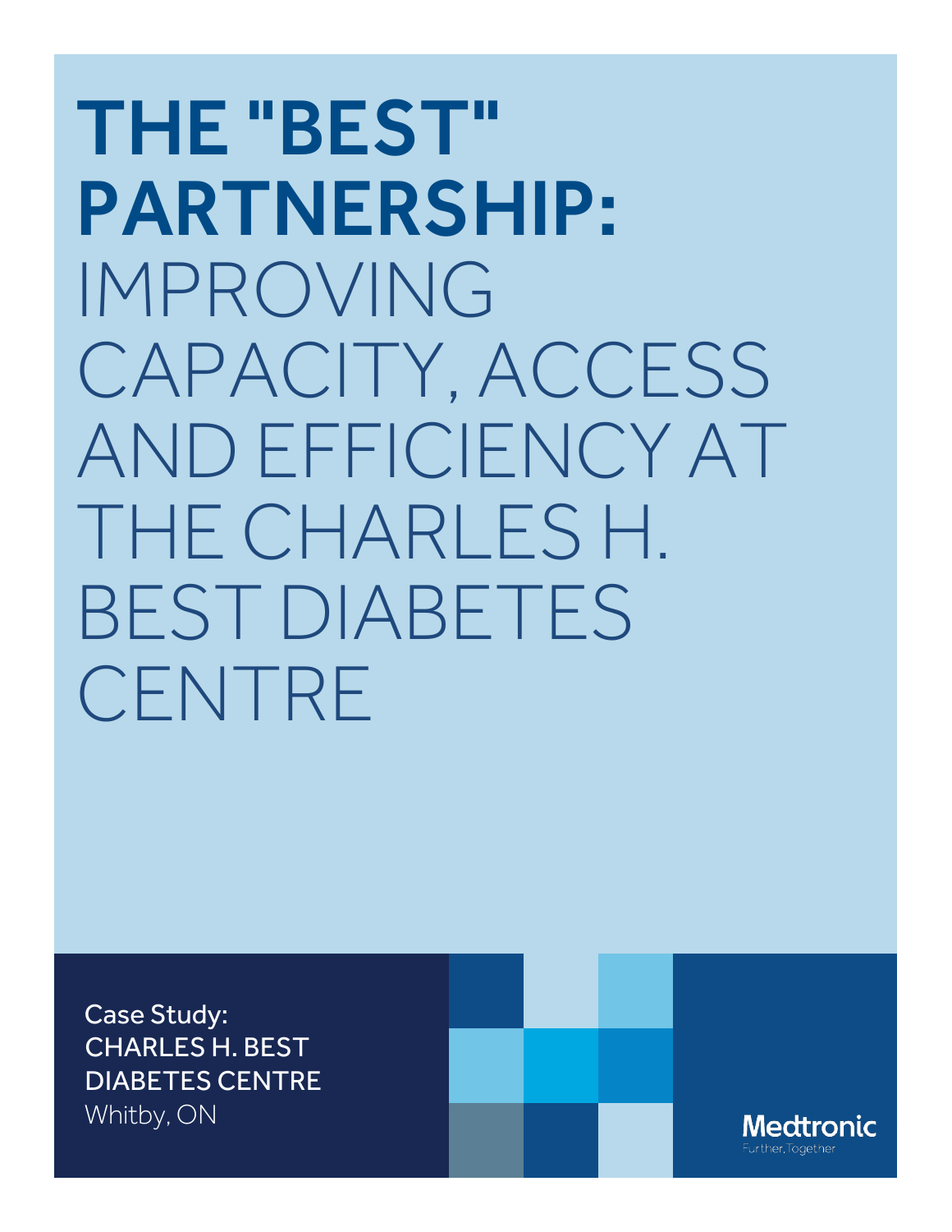# THE "BEST" PARTNERSHIP: IMPROVING CAPACITY, ACCESS AND EFFICIENCY AT THE CHARLES H. BEST DIABETES CENTRE

Case Study:
CHARLES H. BEST DIABETES CENTRE
Whitby, ON

Medtronic
Further, Together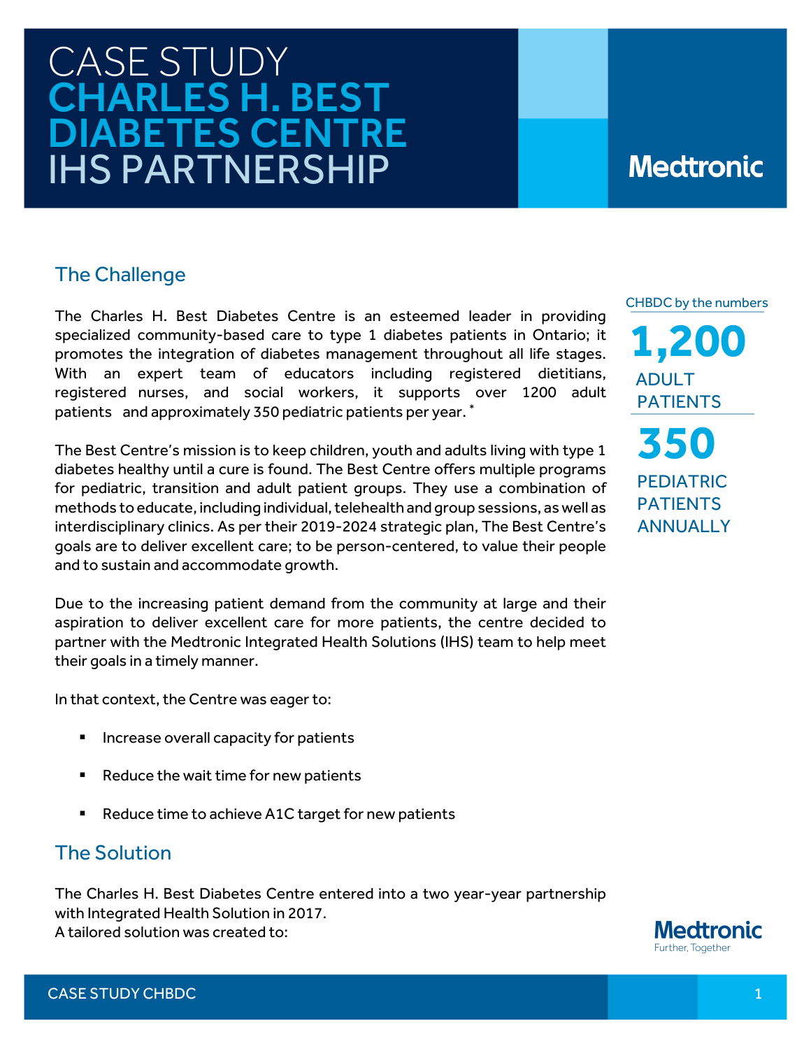# CASE STUDY CHARLES H. BEST DIABETES CENTRE IHS PARTNERSHIP

Medtronic

## The Challenge

The Charles H. Best Diabetes Centre is an esteemed leader in providing specialized community-based care to type 1 diabetes patients in Ontario; it promotes the integration of diabetes management throughout all life stages. With an expert team of educators including registered dietitians, registered nurses, and social workers, it supports over 1200 adult patients and approximately 350 pediatric patients per year. *

The Best Centre's mission is to keep children, youth and adults living with type 1 diabetes healthy until a cure is found. The Best Centre offers multiple programs for pediatric, transition and adult patient groups. They use a combination of methods to educate, including individual, telehealth and group sessions, as well as interdisciplinary clinics. As per their 2019-2024 strategic plan, The Best Centre's goals are to deliver excellent care; to be person-centered, to value their people and to sustain and accommodate growth.

Due to the increasing patient demand from the community at large and their aspiration to deliver excellent care for more patients, the centre decided to partner with the Medtronic Integrated Health Solutions (IHS) team to help meet their goals in a timely manner.

In that context, the Centre was eager to:

- Increase overall capacity for patients
- Reduce the wait time for new patients
- Reduce time to achieve A1C target for new patients

CHBDC by the numbers

**1,200** ADULT PATIENTS

**350** PEDIATRIC PATIENTS ANNUALLY

## The Solution

The Charles H. Best Diabetes Centre entered into a two year-year partnership with Integrated Health Solution in 2017.
A tailored solution was created to:

Medtronic
Further, Together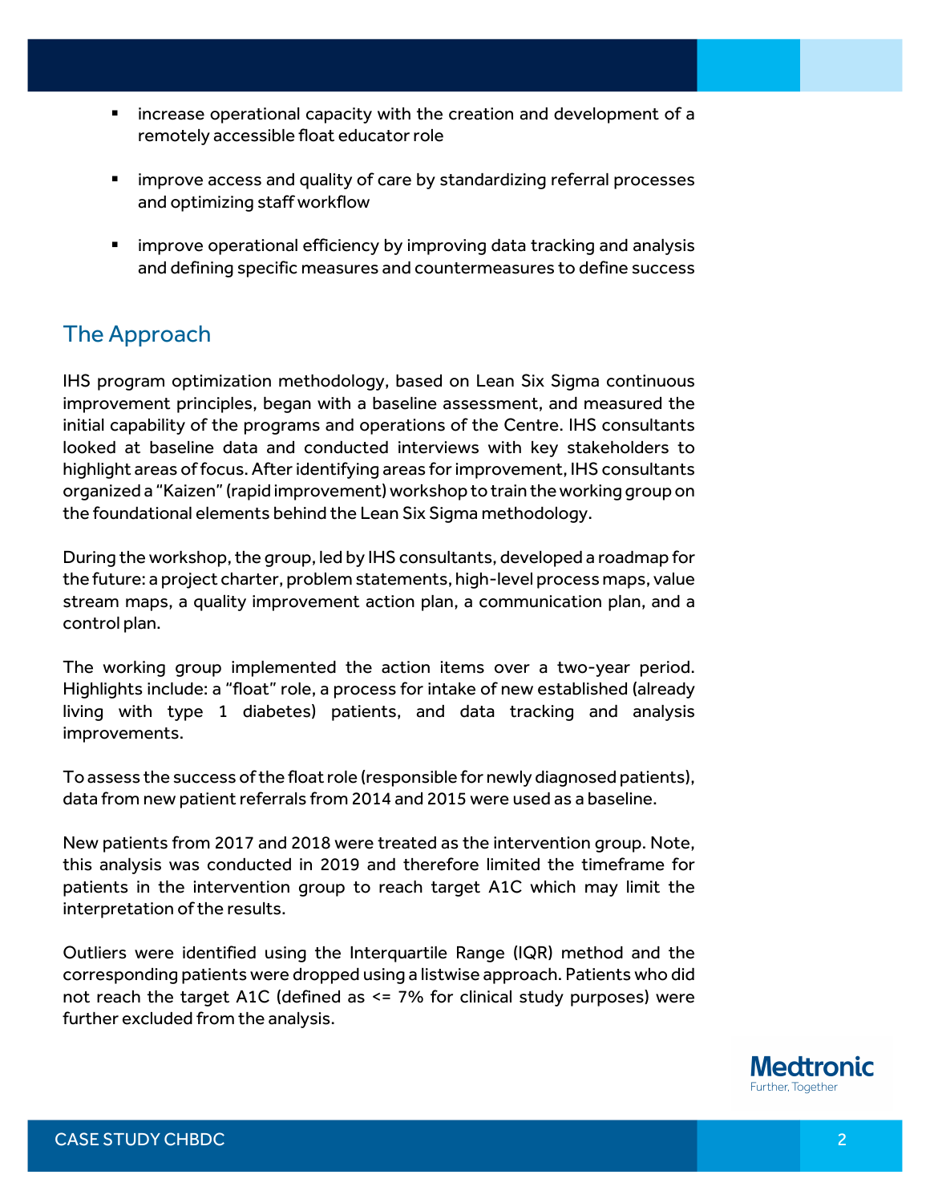- increase operational capacity with the creation and development of a remotely accessible float educator role
- improve access and quality of care by standardizing referral processes and optimizing staff workflow
- improve operational efficiency by improving data tracking and analysis and defining specific measures and countermeasures to define success

## The Approach

IHS program optimization methodology, based on Lean Six Sigma continuous improvement principles, began with a baseline assessment, and measured the initial capability of the programs and operations of the Centre. IHS consultants looked at baseline data and conducted interviews with key stakeholders to highlight areas of focus. After identifying areas for improvement, IHS consultants organized a "Kaizen" (rapid improvement) workshop to train the working group on the foundational elements behind the Lean Six Sigma methodology.

During the workshop, the group, led by IHS consultants, developed a roadmap for the future: a project charter, problem statements, high-level process maps, value stream maps, a quality improvement action plan, a communication plan, and a control plan.

The working group implemented the action items over a two-year period. Highlights include: a "float" role, a process for intake of new established (already living with type 1 diabetes) patients, and data tracking and analysis improvements.

To assess the success of the float role (responsible for newly diagnosed patients), data from new patient referrals from 2014 and 2015 were used as a baseline.

New patients from 2017 and 2018 were treated as the intervention group. Note, this analysis was conducted in 2019 and therefore limited the timeframe for patients in the intervention group to reach target A1C which may limit the interpretation of the results.

Outliers were identified using the Interquartile Range (IQR) method and the corresponding patients were dropped using a listwise approach. Patients who did not reach the target A1C (defined as <= 7% for clinical study purposes) were further excluded from the analysis.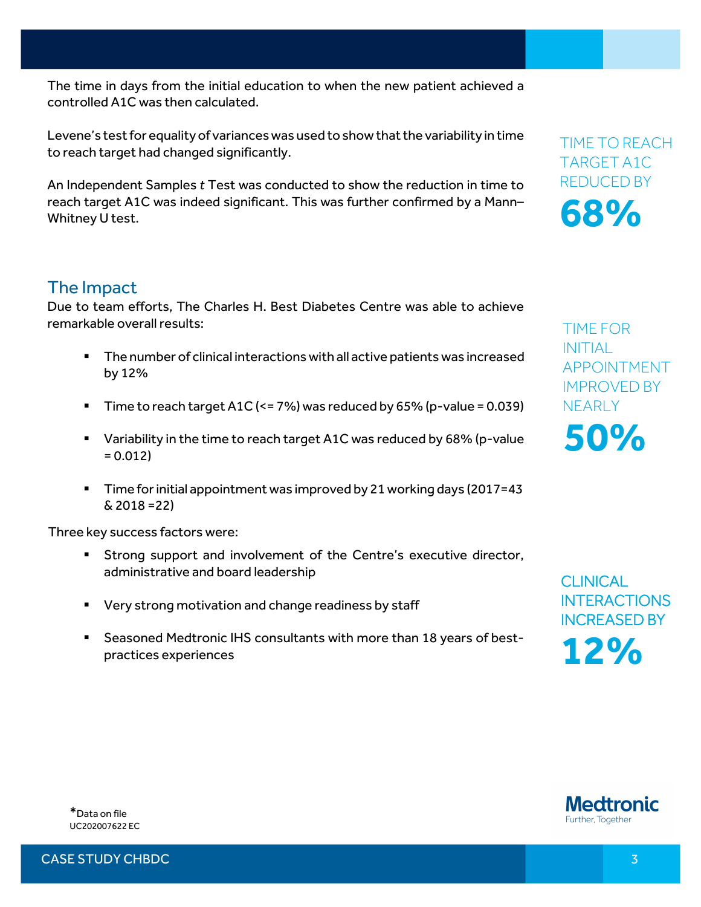The time in days from the initial education to when the new patient achieved a controlled A1C was then calculated.

Levene's test for equality of variances was used to show that the variability in time to reach target had changed significantly.

An Independent Samples *t* Test was conducted to show the reduction in time to reach target A1C was indeed significant. This was further confirmed by a Mann–Whitney U test.

TIME TO REACH TARGET A1C REDUCED BY

**68%**

## The Impact

Due to team efforts, The Charles H. Best Diabetes Centre was able to achieve remarkable overall results:

- The number of clinical interactions with all active patients was increased by 12%
- Time to reach target A1C (<= 7%) was reduced by 65% (p-value = 0.039)
- Variability in the time to reach target A1C was reduced by 68% (p-value = 0.012)
- Time for initial appointment was improved by 21 working days (2017=43 & 2018 =22)

TIME FOR INITIAL APPOINTMENT IMPROVED BY NEARLY

**50%**

Three key success factors were:

- Strong support and involvement of the Centre's executive director, administrative and board leadership
- Very strong motivation and change readiness by staff
- Seasoned Medtronic IHS consultants with more than 18 years of best-practices experiences

CLINICAL INTERACTIONS INCREASED BY

**12%**

*Data on file
UC202007622 EC

Medtronic
Further, Together